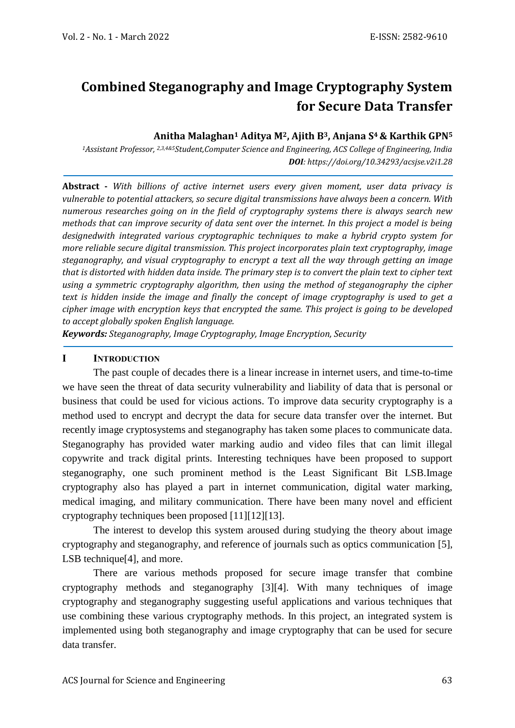# Combined Steganography and Image Cryptography System for Secure Data Transfer

**Anitha Malaghan[1] Aditya M[2], Ajith B[3], Anjana S[4] & Karthik GPN[5]**

*[1]Assistant Professor, [2,3,4&5]Student,Computer Science and Engineering, ACS College of Engineering, India*

***DOI**: https://doi.org/10.34293/acsjse.v2i1.28*

**Abstract -** *With billions of active internet users every given moment, user data privacy is vulnerable to potential attackers, so secure digital transmissions have always been a concern. With numerous researches going on in the field of cryptography systems there is always search new methods that can improve security of data sent over the internet. In this project a model is being designedwith integrated various cryptographic techniques to make a hybrid crypto system for more reliable secure digital transmission. This project incorporates plain text cryptography, image steganography, and visual cryptography to encrypt a text all the way through getting an image that is distorted with hidden data inside. The primary step is to convert the plain text to cipher text using a symmetric cryptography algorithm, then using the method of steganography the cipher text is hidden inside the image and finally the concept of image cryptography is used to get a cipher image with encryption keys that encrypted the same. This project is going to be developed to accept globally spoken English language.*

***Keywords:*** *Steganography, Image Cryptography, Image Encryption, Security*

## I INTRODUCTION

The past couple of decades there is a linear increase in internet users, and time-to-time we have seen the threat of data security vulnerability and liability of data that is personal or business that could be used for vicious actions. To improve data security cryptography is a method used to encrypt and decrypt the data for secure data transfer over the internet. But recently image cryptosystems and steganography has taken some places to communicate data. Steganography has provided water marking audio and video files that can limit illegal copywrite and track digital prints. Interesting techniques have been proposed to support steganography, one such prominent method is the Least Significant Bit LSB.Image cryptography also has played a part in internet communication, digital water marking, medical imaging, and military communication. There have been many novel and efficient cryptography techniques been proposed [11][12][13].

The interest to develop this system aroused during studying the theory about image cryptography and steganography, and reference of journals such as optics communication [5], LSB technique[4], and more.

There are various methods proposed for secure image transfer that combine cryptography methods and steganography [3][4]. With many techniques of image cryptography and steganography suggesting useful applications and various techniques that use combining these various cryptography methods. In this project, an integrated system is implemented using both steganography and image cryptography that can be used for secure data transfer.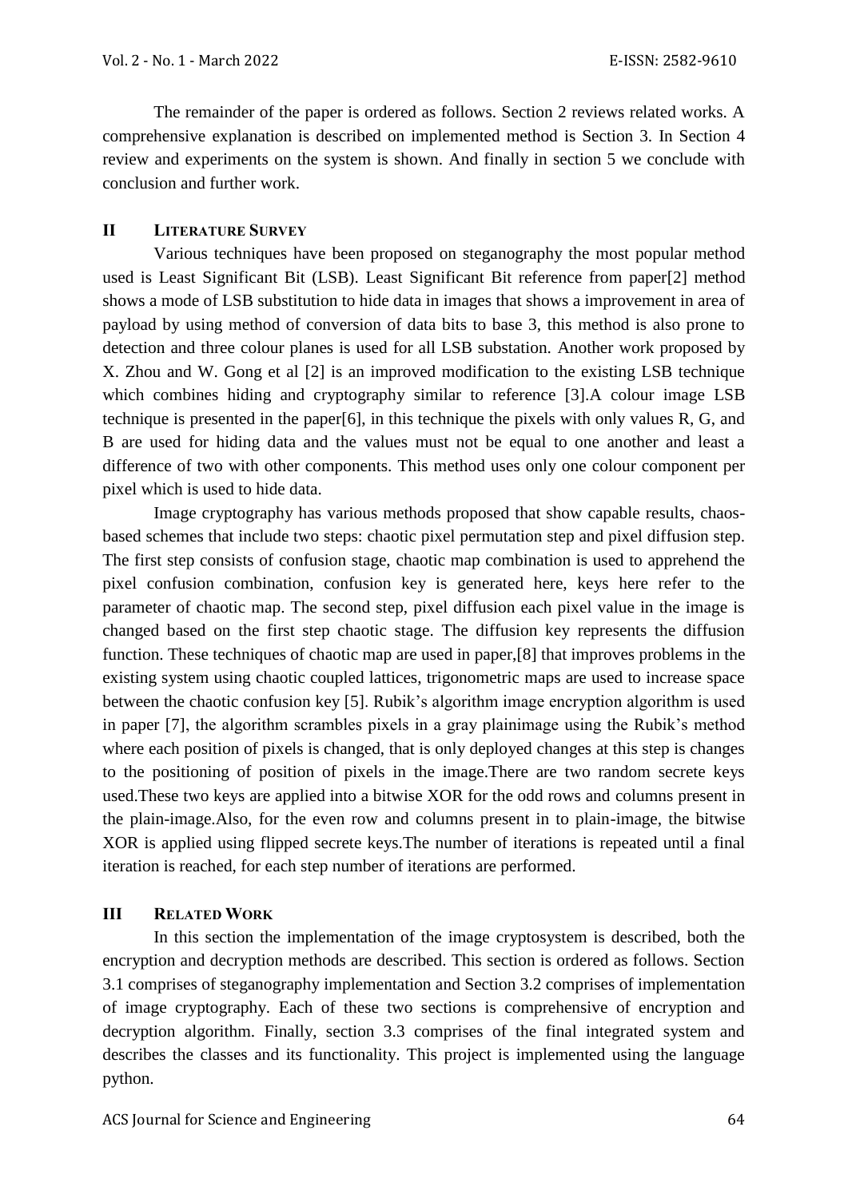The remainder of the paper is ordered as follows. Section 2 reviews related works. A comprehensive explanation is described on implemented method is Section 3. In Section 4 review and experiments on the system is shown. And finally in section 5 we conclude with conclusion and further work.

## II LITERATURE SURVEY

Various techniques have been proposed on steganography the most popular method used is Least Significant Bit (LSB). Least Significant Bit reference from paper[2] method shows a mode of LSB substitution to hide data in images that shows a improvement in area of payload by using method of conversion of data bits to base 3, this method is also prone to detection and three colour planes is used for all LSB substation. Another work proposed by X. Zhou and W. Gong et al [2] is an improved modification to the existing LSB technique which combines hiding and cryptography similar to reference [3].A colour image LSB technique is presented in the paper[6], in this technique the pixels with only values R, G, and B are used for hiding data and the values must not be equal to one another and least a difference of two with other components. This method uses only one colour component per pixel which is used to hide data.

Image cryptography has various methods proposed that show capable results, chaos-based schemes that include two steps: chaotic pixel permutation step and pixel diffusion step. The first step consists of confusion stage, chaotic map combination is used to apprehend the pixel confusion combination, confusion key is generated here, keys here refer to the parameter of chaotic map. The second step, pixel diffusion each pixel value in the image is changed based on the first step chaotic stage. The diffusion key represents the diffusion function. These techniques of chaotic map are used in paper,[8] that improves problems in the existing system using chaotic coupled lattices, trigonometric maps are used to increase space between the chaotic confusion key [5]. Rubik's algorithm image encryption algorithm is used in paper [7], the algorithm scrambles pixels in a gray plainimage using the Rubik's method where each position of pixels is changed, that is only deployed changes at this step is changes to the positioning of position of pixels in the image.There are two random secrete keys used.These two keys are applied into a bitwise XOR for the odd rows and columns present in the plain-image.Also, for the even row and columns present in to plain-image, the bitwise XOR is applied using flipped secrete keys.The number of iterations is repeated until a final iteration is reached, for each step number of iterations are performed.

## III RELATED WORK

In this section the implementation of the image cryptosystem is described, both the encryption and decryption methods are described. This section is ordered as follows. Section 3.1 comprises of steganography implementation and Section 3.2 comprises of implementation of image cryptography. Each of these two sections is comprehensive of encryption and decryption algorithm. Finally, section 3.3 comprises of the final integrated system and describes the classes and its functionality. This project is implemented using the language python.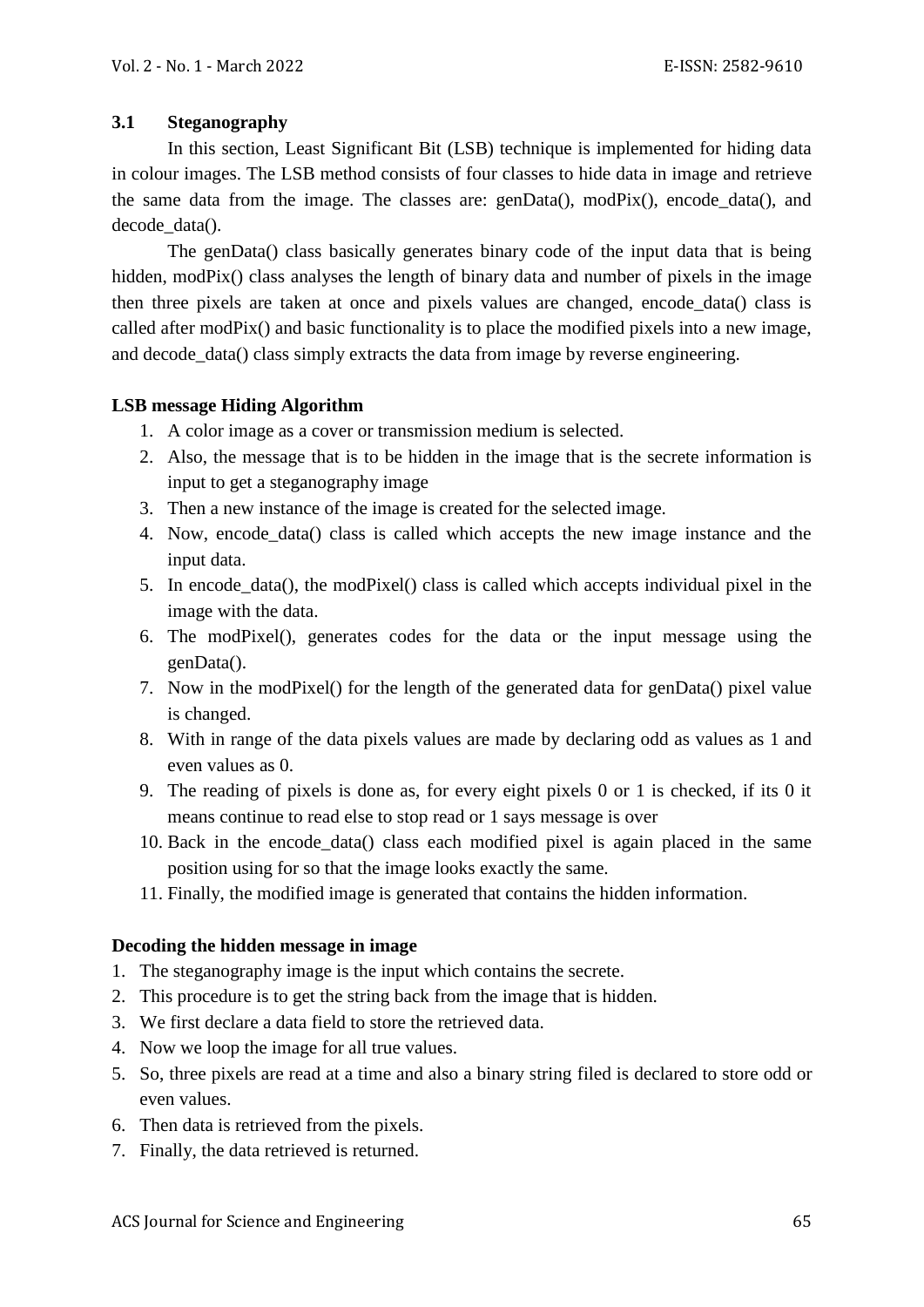### 3.1 Steganography

In this section, Least Significant Bit (LSB) technique is implemented for hiding data in colour images. The LSB method consists of four classes to hide data in image and retrieve the same data from the image. The classes are: genData(), modPix(), encode_data(), and decode_data().

The genData() class basically generates binary code of the input data that is being hidden, modPix() class analyses the length of binary data and number of pixels in the image then three pixels are taken at once and pixels values are changed, encode_data() class is called after modPix() and basic functionality is to place the modified pixels into a new image, and decode_data() class simply extracts the data from image by reverse engineering.

**LSB message Hiding Algorithm**

1. A color image as a cover or transmission medium is selected.
2. Also, the message that is to be hidden in the image that is the secrete information is input to get a steganography image
3. Then a new instance of the image is created for the selected image.
4. Now, encode_data() class is called which accepts the new image instance and the input data.
5. In encode_data(), the modPixel() class is called which accepts individual pixel in the image with the data.
6. The modPixel(), generates codes for the data or the input message using the genData().
7. Now in the modPixel() for the length of the generated data for genData() pixel value is changed.
8. With in range of the data pixels values are made by declaring odd as values as 1 and even values as 0.
9. The reading of pixels is done as, for every eight pixels 0 or 1 is checked, if its 0 it means continue to read else to stop read or 1 says message is over
10. Back in the encode_data() class each modified pixel is again placed in the same position using for so that the image looks exactly the same.
11. Finally, the modified image is generated that contains the hidden information.

**Decoding the hidden message in image**

1. The steganography image is the input which contains the secrete.
2. This procedure is to get the string back from the image that is hidden.
3. We first declare a data field to store the retrieved data.
4. Now we loop the image for all true values.
5. So, three pixels are read at a time and also a binary string filed is declared to store odd or even values.
6. Then data is retrieved from the pixels.
7. Finally, the data retrieved is returned.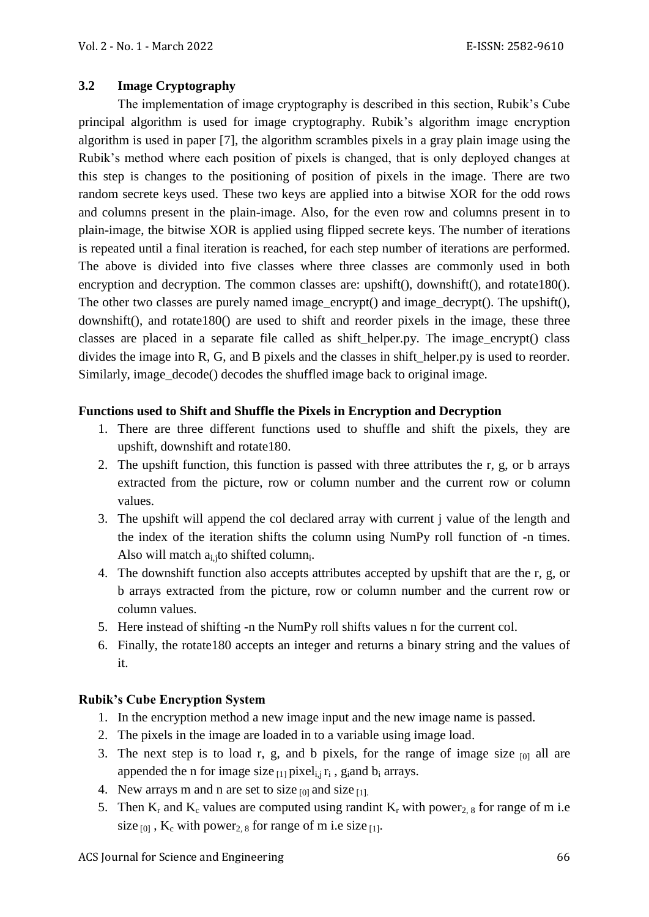### 3.2 Image Cryptography

The implementation of image cryptography is described in this section, Rubik's Cube principal algorithm is used for image cryptography. Rubik's algorithm image encryption algorithm is used in paper [7], the algorithm scrambles pixels in a gray plain image using the Rubik's method where each position of pixels is changed, that is only deployed changes at this step is changes to the positioning of position of pixels in the image. There are two random secrete keys used. These two keys are applied into a bitwise XOR for the odd rows and columns present in the plain-image. Also, for the even row and columns present in to plain-image, the bitwise XOR is applied using flipped secrete keys. The number of iterations is repeated until a final iteration is reached, for each step number of iterations are performed. The above is divided into five classes where three classes are commonly used in both encryption and decryption. The common classes are: upshift(), downshift(), and rotate180(). The other two classes are purely named image_encrypt() and image_decrypt(). The upshift(), downshift(), and rotate180() are used to shift and reorder pixels in the image, these three classes are placed in a separate file called as shift_helper.py. The image_encrypt() class divides the image into R, G, and B pixels and the classes in shift_helper.py is used to reorder. Similarly, image_decode() decodes the shuffled image back to original image.

**Functions used to Shift and Shuffle the Pixels in Encryption and Decryption**

1. There are three different functions used to shuffle and shift the pixels, they are upshift, downshift and rotate180.
2. The upshift function, this function is passed with three attributes the r, g, or b arrays extracted from the picture, row or column number and the current row or column values.
3. The upshift will append the col declared array with current j value of the length and the index of the iteration shifts the column using NumPy roll function of -n times. Also will match $a_{i,j}$to shifted column$_i$.
4. The downshift function also accepts attributes accepted by upshift that are the r, g, or b arrays extracted from the picture, row or column number and the current row or column values.
5. Here instead of shifting -n the NumPy roll shifts values n for the current col.
6. Finally, the rotate180 accepts an integer and returns a binary string and the values of it.

**Rubik's Cube Encryption System**

1. In the encryption method a new image input and the new image name is passed.
2. The pixels in the image are loaded in to a variable using image load.
3. The next step is to load r, g, and b pixels, for the range of image size $_{[0]}$ all are appended the n for image size $_{[1]}$ pixel$_{i,j}$ $r_i$ , $g_i$and $b_i$ arrays.
4. New arrays m and n are set to size $_{[0]}$ and size $_{[1]}$.
5. Then $K_r$ and $K_c$ values are computed using randint $K_r$ with power$_{2,\,8}$ for range of m i.e size $_{[0]}$ , $K_c$ with power$_{2,\,8}$ for range of m i.e size $_{[1]}$.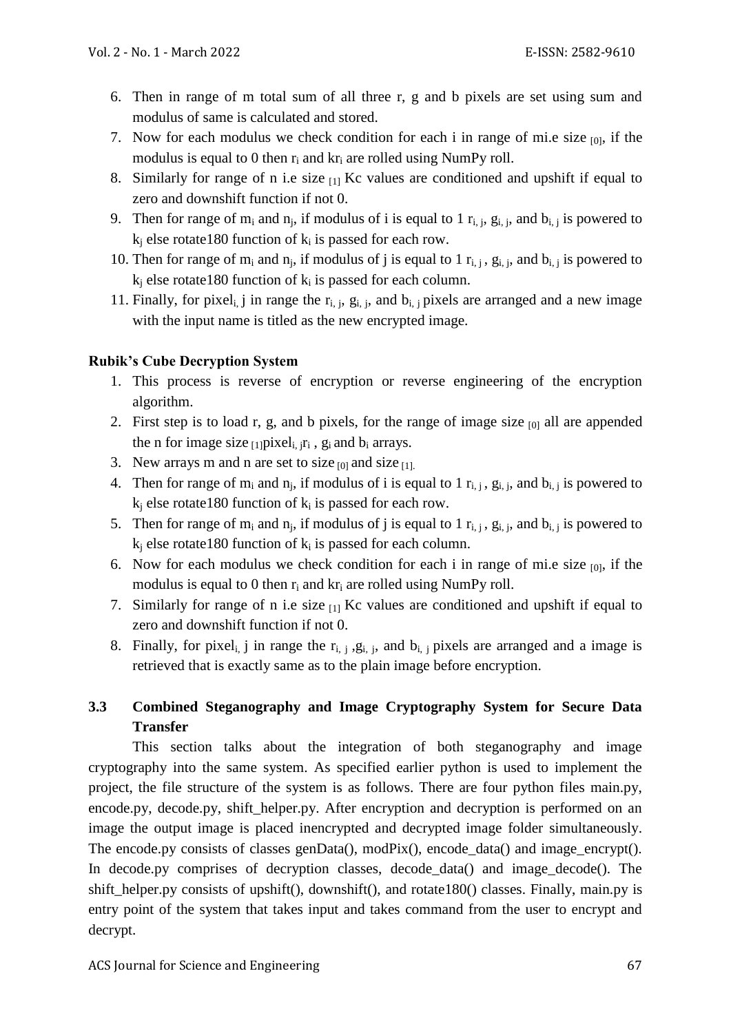6. Then in range of m total sum of all three r, g and b pixels are set using sum and modulus of same is calculated and stored.
7. Now for each modulus we check condition for each i in range of mi.e size $_{[0]}$, if the modulus is equal to 0 then $r_i$ and $kr_i$ are rolled using NumPy roll.
8. Similarly for range of n i.e size $_{[1]}$ Kc values are conditioned and upshift if equal to zero and downshift function if not 0.
9. Then for range of $m_i$ and $n_j$, if modulus of i is equal to 1 $r_{i,j}$, $g_{i,j}$, and $b_{i,j}$ is powered to $k_j$ else rotate180 function of $k_i$ is passed for each row.
10. Then for range of $m_i$ and $n_j$, if modulus of j is equal to 1 $r_{i,j}$, $g_{i,j}$, and $b_{i,j}$ is powered to $k_j$ else rotate180 function of $k_i$ is passed for each column.
11. Finally, for pixel$_{i,}$ j in range the $r_{i,j}$, $g_{i,j}$, and $b_{i,j}$ pixels are arranged and a new image with the input name is titled as the new encrypted image.

**Rubik's Cube Decryption System**

1. This process is reverse of encryption or reverse engineering of the encryption algorithm.
2. First step is to load r, g, and b pixels, for the range of image size $_{[0]}$ all are appended the n for image size $_{[1]}$pixel$_{i,j}$$r_i$ , $g_i$ and $b_i$ arrays.
3. New arrays m and n are set to size $_{[0]}$ and size $_{[1]}$.
4. Then for range of $m_i$ and $n_j$, if modulus of i is equal to 1 $r_{i,j}$ , $g_{i,j}$, and $b_{i,j}$ is powered to $k_j$ else rotate180 function of $k_i$ is passed for each row.
5. Then for range of $m_i$ and $n_j$, if modulus of j is equal to 1 $r_{i,j}$ , $g_{i,j}$, and $b_{i,j}$ is powered to $k_j$ else rotate180 function of $k_i$ is passed for each column.
6. Now for each modulus we check condition for each i in range of mi.e size $_{[0]}$, if the modulus is equal to 0 then $r_i$ and $kr_i$ are rolled using NumPy roll.
7. Similarly for range of n i.e size $_{[1]}$ Kc values are conditioned and upshift if equal to zero and downshift function if not 0.
8. Finally, for pixel$_{i,}$ j in range the $r_{i,j}$ ,$g_{i,j}$, and $b_{i,j}$ pixels are arranged and a image is retrieved that is exactly same as to the plain image before encryption.

### 3.3 Combined Steganography and Image Cryptography System for Secure Data Transfer

This section talks about the integration of both steganography and image cryptography into the same system. As specified earlier python is used to implement the project, the file structure of the system is as follows. There are four python files main.py, encode.py, decode.py, shift_helper.py. After encryption and decryption is performed on an image the output image is placed inencrypted and decrypted image folder simultaneously. The encode.py consists of classes genData(), modPix(), encode_data() and image_encrypt(). In decode.py comprises of decryption classes, decode_data() and image_decode(). The shift_helper.py consists of upshift(), downshift(), and rotate180() classes. Finally, main.py is entry point of the system that takes input and takes command from the user to encrypt and decrypt.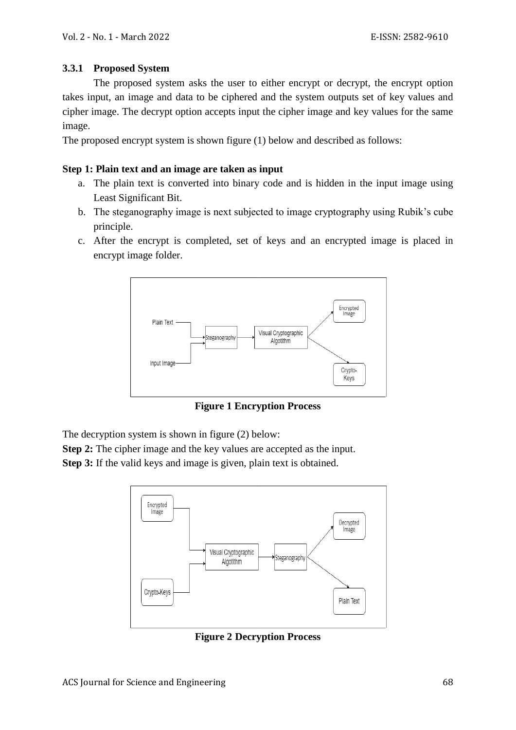### 3.3.1 Proposed System

The proposed system asks the user to either encrypt or decrypt, the encrypt option takes input, an image and data to be ciphered and the system outputs set of key values and cipher image. The decrypt option accepts input the cipher image and key values for the same image.

The proposed encrypt system is shown figure (1) below and described as follows:

**Step 1: Plain text and an image are taken as input**

a. The plain text is converted into binary code and is hidden in the input image using Least Significant Bit.
b. The steganography image is next subjected to image cryptography using Rubik's cube principle.
c. After the encrypt is completed, set of keys and an encrypted image is placed in encrypt image folder.

**Figure 1 Encryption Process**

The decryption system is shown in figure (2) below:

**Step 2:** The cipher image and the key values are accepted as the input.

**Step 3:** If the valid keys and image is given, plain text is obtained.

**Figure 2 Decryption Process**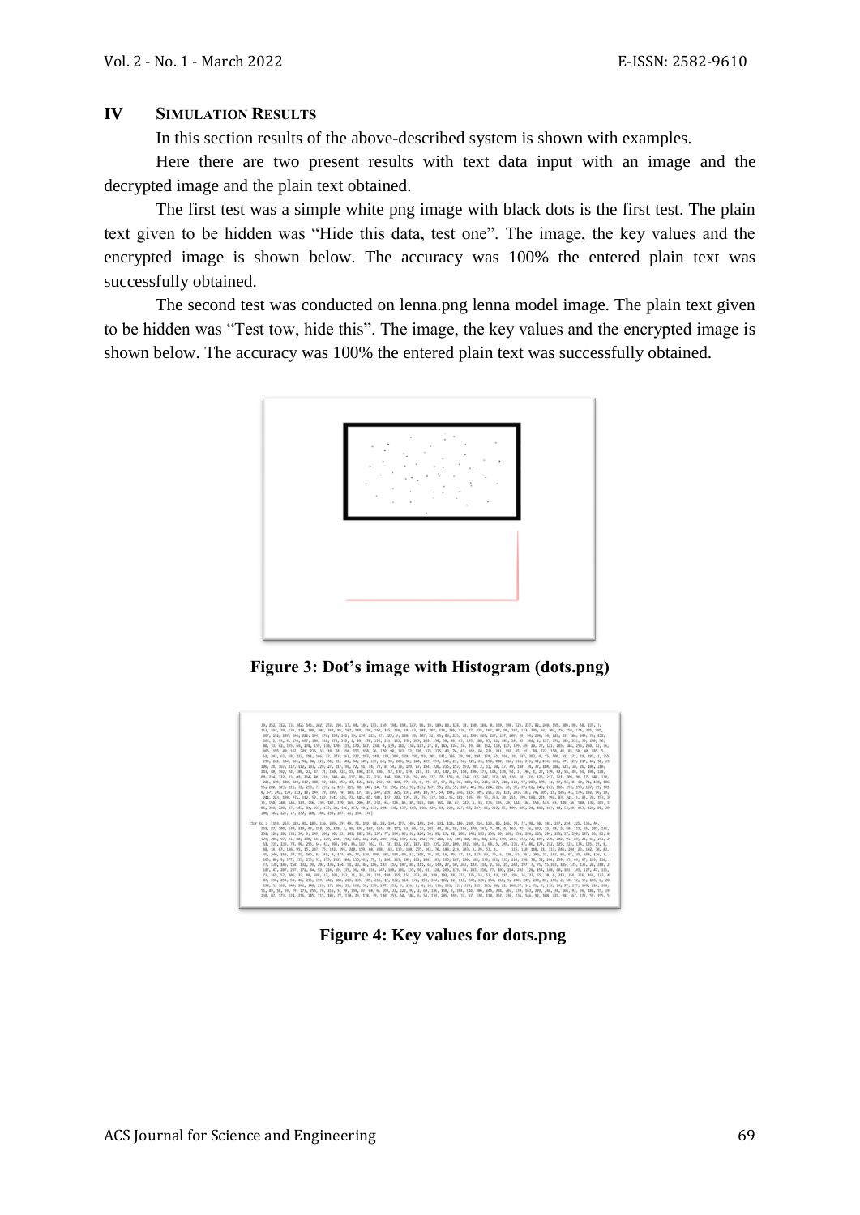## IV SIMULATION RESULTS

In this section results of the above-described system is shown with examples.

Here there are two present results with text data input with an image and the decrypted image and the plain text obtained.

The first test was a simple white png image with black dots is the first test. The plain text given to be hidden was "Hide this data, test one". The image, the key values and the encrypted image is shown below. The accuracy was 100% the entered plain text was successfully obtained.

The second test was conducted on lenna.png lenna model image. The plain text given to be hidden was "Test tow, hide this". The image, the key values and the encrypted image is shown below. The accuracy was 100% the entered plain text was successfully obtained.

**Figure 3: Dot's image with Histogram (dots.png)**

**Figure 4: Key values for dots.png**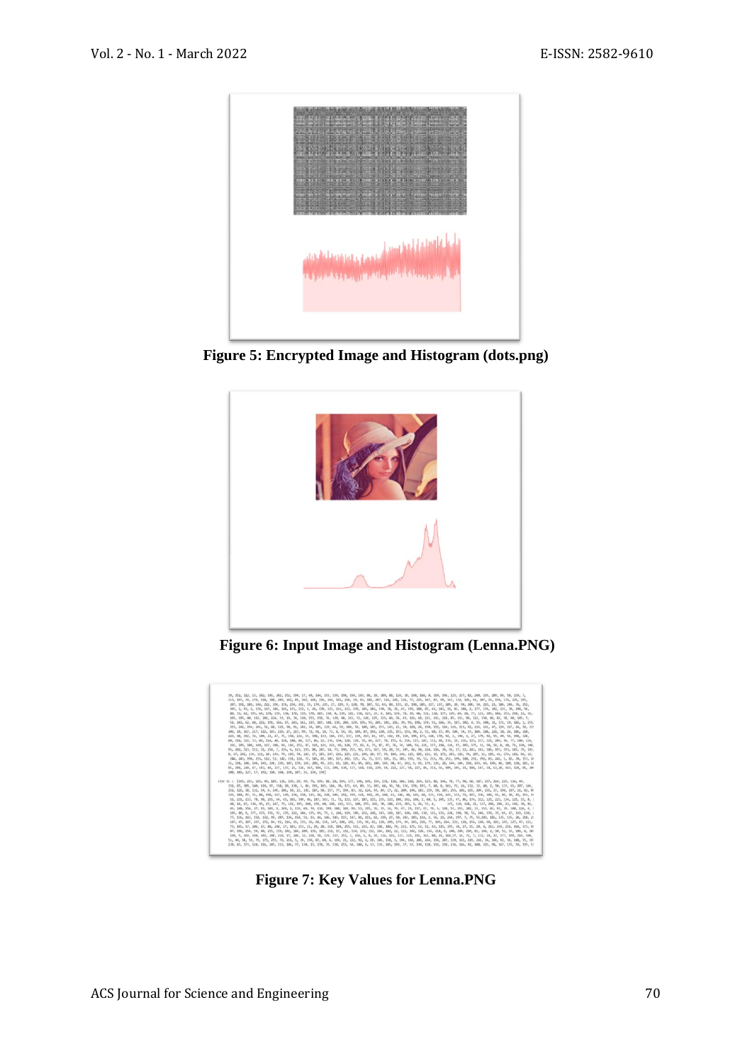**Figure 5: Encrypted Image and Histogram (dots.png)**

**Figure 6: Input Image and Histogram (Lenna.PNG)**

**Figure 7: Key Values for Lenna.PNG**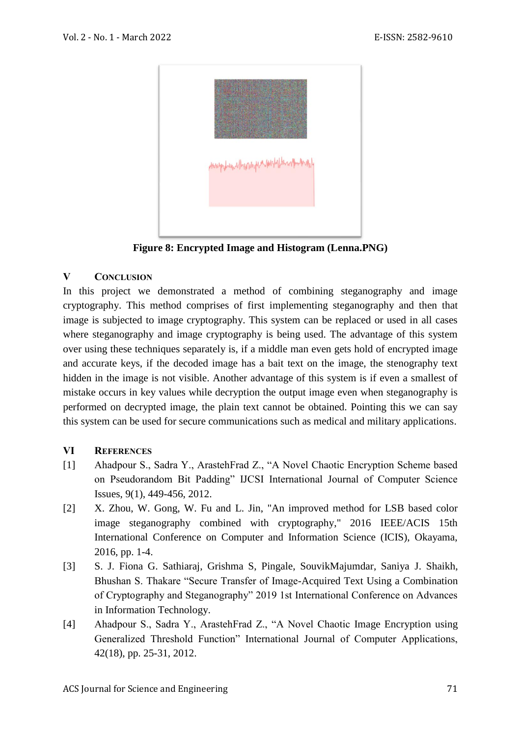**Figure 8: Encrypted Image and Histogram (Lenna.PNG)**

## V CONCLUSION

In this project we demonstrated a method of combining steganography and image cryptography. This method comprises of first implementing steganography and then that image is subjected to image cryptography. This system can be replaced or used in all cases where steganography and image cryptography is being used. The advantage of this system over using these techniques separately is, if a middle man even gets hold of encrypted image and accurate keys, if the decoded image has a bait text on the image, the stenography text hidden in the image is not visible. Another advantage of this system is if even a smallest of mistake occurs in key values while decryption the output image even when steganography is performed on decrypted image, the plain text cannot be obtained. Pointing this we can say this system can be used for secure communications such as medical and military applications.

## VI REFERENCES

[1] Ahadpour S., Sadra Y., ArastehFrad Z., "A Novel Chaotic Encryption Scheme based on Pseudorandom Bit Padding" IJCSI International Journal of Computer Science Issues, 9(1), 449-456, 2012.

[2] X. Zhou, W. Gong, W. Fu and L. Jin, "An improved method for LSB based color image steganography combined with cryptography," 2016 IEEE/ACIS 15th International Conference on Computer and Information Science (ICIS), Okayama, 2016, pp. 1-4.

[3] S. J. Fiona G. Sathiaraj, Grishma S, Pingale, SouvikMajumdar, Saniya J. Shaikh, Bhushan S. Thakare "Secure Transfer of Image-Acquired Text Using a Combination of Cryptography and Steganography" 2019 1st International Conference on Advances in Information Technology.

[4] Ahadpour S., Sadra Y., ArastehFrad Z., "A Novel Chaotic Image Encryption using Generalized Threshold Function" International Journal of Computer Applications, 42(18), pp. 25-31, 2012.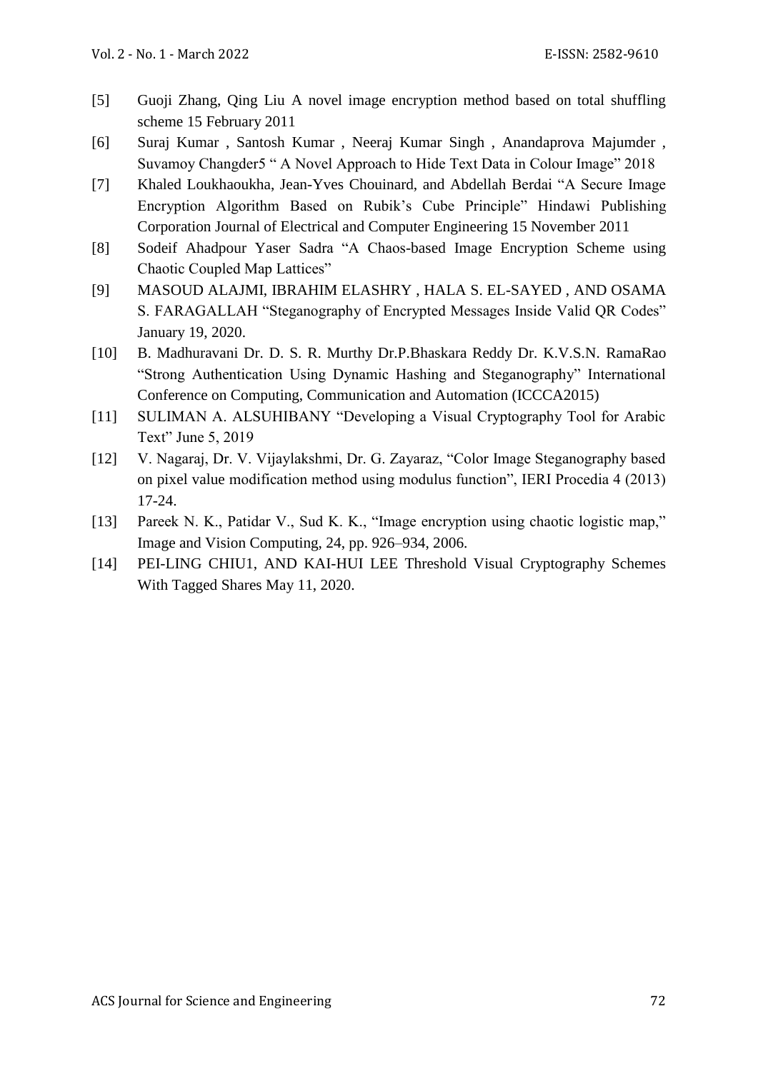[5] Guoji Zhang, Qing Liu A novel image encryption method based on total shuffling scheme 15 February 2011

[6] Suraj Kumar , Santosh Kumar , Neeraj Kumar Singh , Anandaprova Majumder , Suvamoy Changder5 " A Novel Approach to Hide Text Data in Colour Image" 2018

[7] Khaled Loukhaoukha, Jean-Yves Chouinard, and Abdellah Berdai "A Secure Image Encryption Algorithm Based on Rubik's Cube Principle" Hindawi Publishing Corporation Journal of Electrical and Computer Engineering 15 November 2011

[8] Sodeif Ahadpour Yaser Sadra "A Chaos-based Image Encryption Scheme using Chaotic Coupled Map Lattices"

[9] MASOUD ALAJMI, IBRAHIM ELASHRY , HALA S. EL-SAYED , AND OSAMA S. FARAGALLAH "Steganography of Encrypted Messages Inside Valid QR Codes" January 19, 2020.

[10] B. Madhuravani Dr. D. S. R. Murthy Dr.P.Bhaskara Reddy Dr. K.V.S.N. RamaRao "Strong Authentication Using Dynamic Hashing and Steganography" International Conference on Computing, Communication and Automation (ICCCA2015)

[11] SULIMAN A. ALSUHIBANY "Developing a Visual Cryptography Tool for Arabic Text" June 5, 2019

[12] V. Nagaraj, Dr. V. Vijaylakshmi, Dr. G. Zayaraz, "Color Image Steganography based on pixel value modification method using modulus function", IERI Procedia 4 (2013) 17-24.

[13] Pareek N. K., Patidar V., Sud K. K., "Image encryption using chaotic logistic map," Image and Vision Computing, 24, pp. 926–934, 2006.

[14] PEI-LING CHIU1, AND KAI-HUI LEE Threshold Visual Cryptography Schemes With Tagged Shares May 11, 2020.